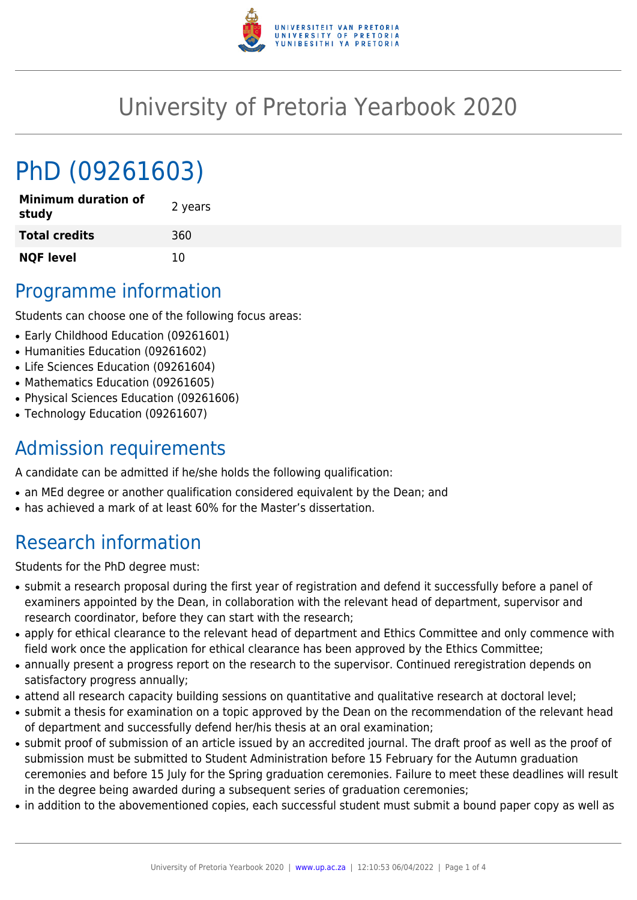# University of Pretoria Yearbook 2020

# PhD (09261603)

| | |
|---|---|
| **Minimum duration of study** | 2 years |
| **Total credits** | 360 |
| **NQF level** | 10 |

## Programme information

Students can choose one of the following focus areas:

- Early Childhood Education (09261601)
- Humanities Education (09261602)
- Life Sciences Education (09261604)
- Mathematics Education (09261605)
- Physical Sciences Education (09261606)
- Technology Education (09261607)

## Admission requirements

A candidate can be admitted if he/she holds the following qualification:

- an MEd degree or another qualification considered equivalent by the Dean; and
- has achieved a mark of at least 60% for the Master's dissertation.

## Research information

Students for the PhD degree must:

- submit a research proposal during the first year of registration and defend it successfully before a panel of examiners appointed by the Dean, in collaboration with the relevant head of department, supervisor and research coordinator, before they can start with the research;
- apply for ethical clearance to the relevant head of department and Ethics Committee and only commence with field work once the application for ethical clearance has been approved by the Ethics Committee;
- annually present a progress report on the research to the supervisor. Continued reregistration depends on satisfactory progress annually;
- attend all research capacity building sessions on quantitative and qualitative research at doctoral level;
- submit a thesis for examination on a topic approved by the Dean on the recommendation of the relevant head of department and successfully defend her/his thesis at an oral examination;
- submit proof of submission of an article issued by an accredited journal. The draft proof as well as the proof of submission must be submitted to Student Administration before 15 February for the Autumn graduation ceremonies and before 15 July for the Spring graduation ceremonies. Failure to meet these deadlines will result in the degree being awarded during a subsequent series of graduation ceremonies;
- in addition to the abovementioned copies, each successful student must submit a bound paper copy as well as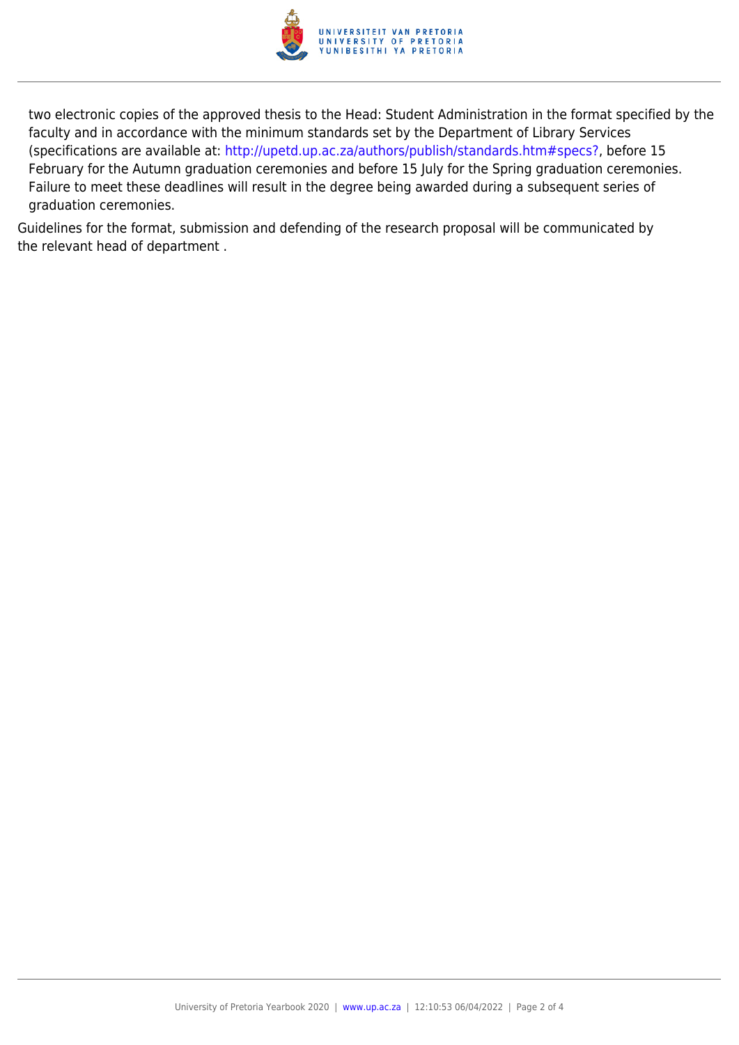two electronic copies of the approved thesis to the Head: Student Administration in the format specified by the faculty and in accordance with the minimum standards set by the Department of Library Services (specifications are available at: http://upetd.up.ac.za/authors/publish/standards.htm#specs?, before 15 February for the Autumn graduation ceremonies and before 15 July for the Spring graduation ceremonies. Failure to meet these deadlines will result in the degree being awarded during a subsequent series of graduation ceremonies.

Guidelines for the format, submission and defending of the research proposal will be communicated by the relevant head of department .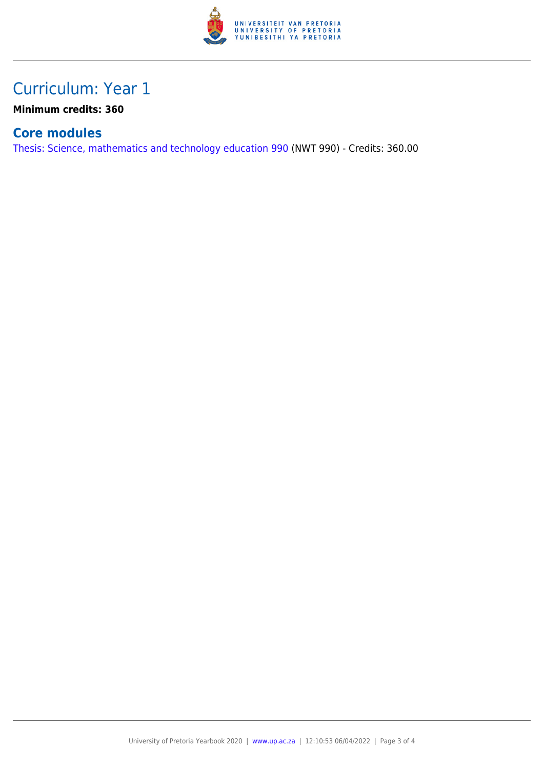# Curriculum: Year 1

**Minimum credits: 360**

## Core modules

Thesis: Science, mathematics and technology education 990 (NWT 990) - Credits: 360.00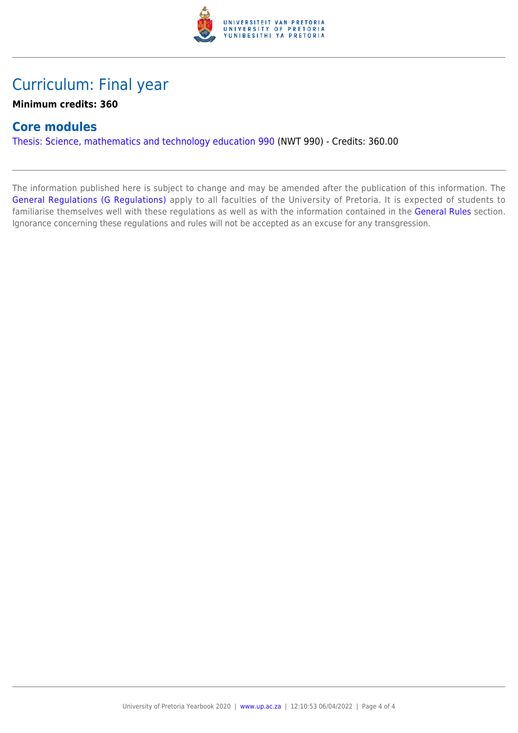## Curriculum: Final year

**Minimum credits: 360**

### Core modules

Thesis: Science, mathematics and technology education 990 (NWT 990) - Credits: 360.00

---

The information published here is subject to change and may be amended after the publication of this information. The General Regulations (G Regulations) apply to all faculties of the University of Pretoria. It is expected of students to familiarise themselves well with these regulations as well as with the information contained in the General Rules section. Ignorance concerning these regulations and rules will not be accepted as an excuse for any transgression.